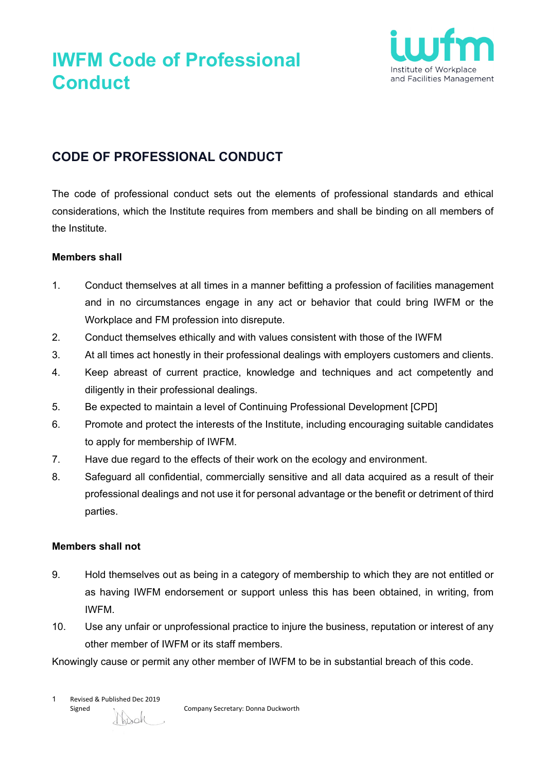# IWFM Code of Professional Conduct

Institute of Workplace and Facilities Management

## CODE OF PROFESSIONAL CONDUCT

The code of professional conduct sets out the elements of professional standards and ethical considerations, which the Institute requires from members and shall be binding on all members of the Institute.

**Members shall**

1. Conduct themselves at all times in a manner befitting a profession of facilities management and in no circumstances engage in any act or behavior that could bring IWFM or the Workplace and FM profession into disrepute.
2. Conduct themselves ethically and with values consistent with those of the IWFM
3. At all times act honestly in their professional dealings with employers customers and clients.
4. Keep abreast of current practice, knowledge and techniques and act competently and diligently in their professional dealings.
5. Be expected to maintain a level of Continuing Professional Development [CPD]
6. Promote and protect the interests of the Institute, including encouraging suitable candidates to apply for membership of IWFM.
7. Have due regard to the effects of their work on the ecology and environment.
8. Safeguard all confidential, commercially sensitive and all data acquired as a result of their professional dealings and not use it for personal advantage or the benefit or detriment of third parties.

**Members shall not**

9. Hold themselves out as being in a category of membership to which they are not entitled or as having IWFM endorsement or support unless this has been obtained, in writing, from IWFM.
10. Use any unfair or unprofessional practice to injure the business, reputation or interest of any other member of IWFM or its staff members.

Knowingly cause or permit any other member of IWFM to be in substantial breach of this code.

Revised & Published Dec 2019
Signed Company Secretary: Donna Duckworth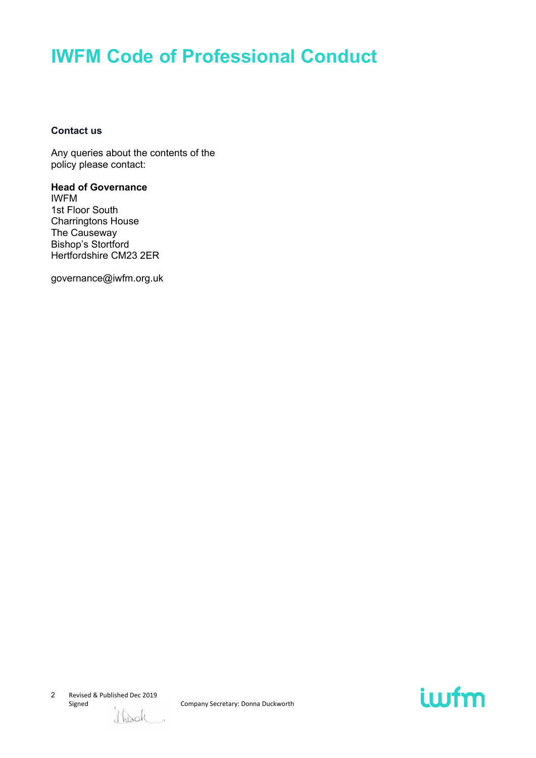# IWFM Code of Professional Conduct

**Contact us**

Any queries about the contents of the policy please contact:

**Head of Governance**
IWFM
1st Floor South
Charringtons House
The Causeway
Bishop's Stortford
Hertfordshire CM23 2ER

governance@iwfm.org.uk

Revised & Published Dec 2019
Signed

Company Secretary: Donna Duckworth